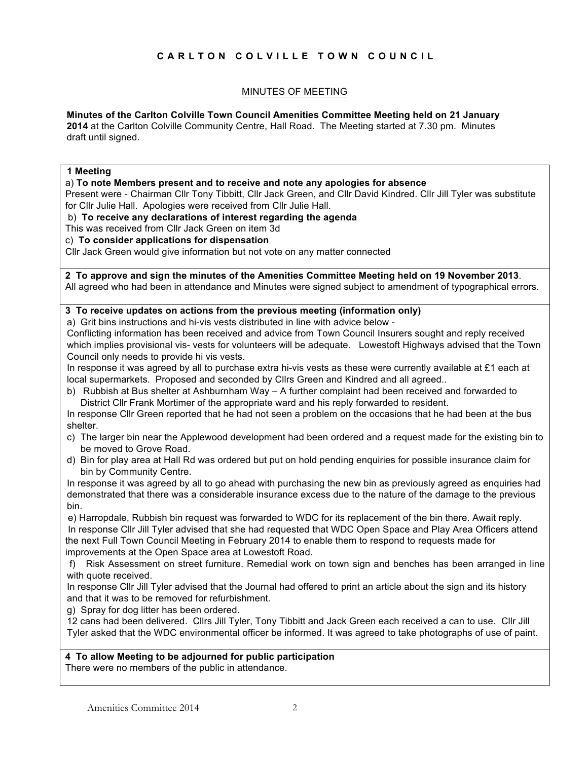**C A R L T O N   C O L V I L L E   T O W N   C O U N C I L**

MINUTES OF MEETING

**Minutes of the Carlton Colville Town Council Amenities Committee Meeting held on 21 January 2014** at the Carlton Colville Community Centre, Hall Road. The Meeting started at 7.30 pm. Minutes draft until signed.

**1 Meeting**

a) **To note Members present and to receive and note any apologies for absence**

Present were - Chairman Cllr Tony Tibbitt, Cllr Jack Green, and Cllr David Kindred. Cllr Jill Tyler was substitute for Cllr Julie Hall. Apologies were received from Cllr Julie Hall.

b) **To receive any declarations of interest regarding the agenda**

This was received from Cllr Jack Green on item 3d

c) **To consider applications for dispensation**

Cllr Jack Green would give information but not vote on any matter connected

**2 To approve and sign the minutes of the Amenities Committee Meeting held on 19 November 2013**.

All agreed who had been in attendance and Minutes were signed subject to amendment of typographical errors.

**3 To receive updates on actions from the previous meeting (information only)**

a) Grit bins instructions and hi-vis vests distributed in line with advice below -

Conflicting information has been received and advice from Town Council Insurers sought and reply received which implies provisional vis- vests for volunteers will be adequate. Lowestoft Highways advised that the Town Council only needs to provide hi vis vests.

In response it was agreed by all to purchase extra hi-vis vests as these were currently available at £1 each at local supermarkets. Proposed and seconded by Cllrs Green and Kindred and all agreed..

b) Rubbish at Bus shelter at Ashburnham Way – A further complaint had been received and forwarded to District Cllr Frank Mortimer of the appropriate ward and his reply forwarded to resident.

In response Cllr Green reported that he had not seen a problem on the occasions that he had been at the bus shelter.

c) The larger bin near the Applewood development had been ordered and a request made for the existing bin to be moved to Grove Road.

d) Bin for play area at Hall Rd was ordered but put on hold pending enquiries for possible insurance claim for bin by Community Centre.

In response it was agreed by all to go ahead with purchasing the new bin as previously agreed as enquiries had demonstrated that there was a considerable insurance excess due to the nature of the damage to the previous bin.

e) Harropdale, Rubbish bin request was forwarded to WDC for its replacement of the bin there. Await reply.

In response Cllr Jill Tyler advised that she had requested that WDC Open Space and Play Area Officers attend the next Full Town Council Meeting in February 2014 to enable them to respond to requests made for improvements at the Open Space area at Lowestoft Road.

f) Risk Assessment on street furniture. Remedial work on town sign and benches has been arranged in line with quote received.

In response Cllr Jill Tyler advised that the Journal had offered to print an article about the sign and its history and that it was to be removed for refurbishment.

g) Spray for dog litter has been ordered.

12 cans had been delivered. Cllrs Jill Tyler, Tony Tibbitt and Jack Green each received a can to use. Cllr Jill Tyler asked that the WDC environmental officer be informed. It was agreed to take photographs of use of paint.

**4 To allow Meeting to be adjourned for public participation**

There were no members of the public in attendance.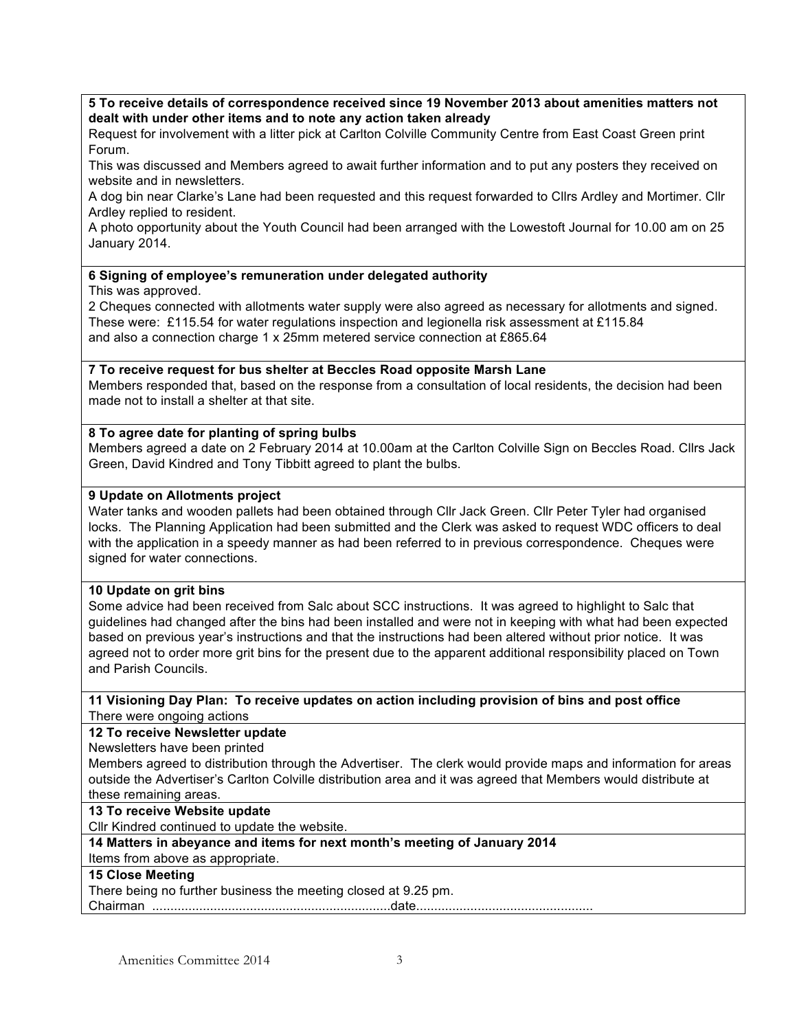**5 To receive details of correspondence received since 19 November 2013 about amenities matters not dealt with under other items and to note any action taken already**

Request for involvement with a litter pick at Carlton Colville Community Centre from East Coast Green print Forum.

This was discussed and Members agreed to await further information and to put any posters they received on website and in newsletters.

A dog bin near Clarke's Lane had been requested and this request forwarded to Cllrs Ardley and Mortimer. Cllr Ardley replied to resident.

A photo opportunity about the Youth Council had been arranged with the Lowestoft Journal for 10.00 am on 25 January 2014.

**6 Signing of employee's remuneration under delegated authority**

This was approved.

2 Cheques connected with allotments water supply were also agreed as necessary for allotments and signed. These were: £115.54 for water regulations inspection and legionella risk assessment at £115.84 and also a connection charge 1 x 25mm metered service connection at £865.64

**7 To receive request for bus shelter at Beccles Road opposite Marsh Lane**

Members responded that, based on the response from a consultation of local residents, the decision had been made not to install a shelter at that site.

**8 To agree date for planting of spring bulbs**

Members agreed a date on 2 February 2014 at 10.00am at the Carlton Colville Sign on Beccles Road. Cllrs Jack Green, David Kindred and Tony Tibbitt agreed to plant the bulbs.

**9 Update on Allotments project**

Water tanks and wooden pallets had been obtained through Cllr Jack Green. Cllr Peter Tyler had organised locks. The Planning Application had been submitted and the Clerk was asked to request WDC officers to deal with the application in a speedy manner as had been referred to in previous correspondence. Cheques were signed for water connections.

**10 Update on grit bins**

Some advice had been received from Salc about SCC instructions. It was agreed to highlight to Salc that guidelines had changed after the bins had been installed and were not in keeping with what had been expected based on previous year's instructions and that the instructions had been altered without prior notice. It was agreed not to order more grit bins for the present due to the apparent additional responsibility placed on Town and Parish Councils.

**11 Visioning Day Plan: To receive updates on action including provision of bins and post office**

There were ongoing actions

**12 To receive Newsletter update**

Newsletters have been printed

Members agreed to distribution through the Advertiser. The clerk would provide maps and information for areas outside the Advertiser's Carlton Colville distribution area and it was agreed that Members would distribute at these remaining areas.

**13 To receive Website update**

Cllr Kindred continued to update the website.

**14 Matters in abeyance and items for next month's meeting of January 2014**

Items from above as appropriate.

**15 Close Meeting**

There being no further business the meeting closed at 9.25 pm.

Chairman ..................................................................date................................................